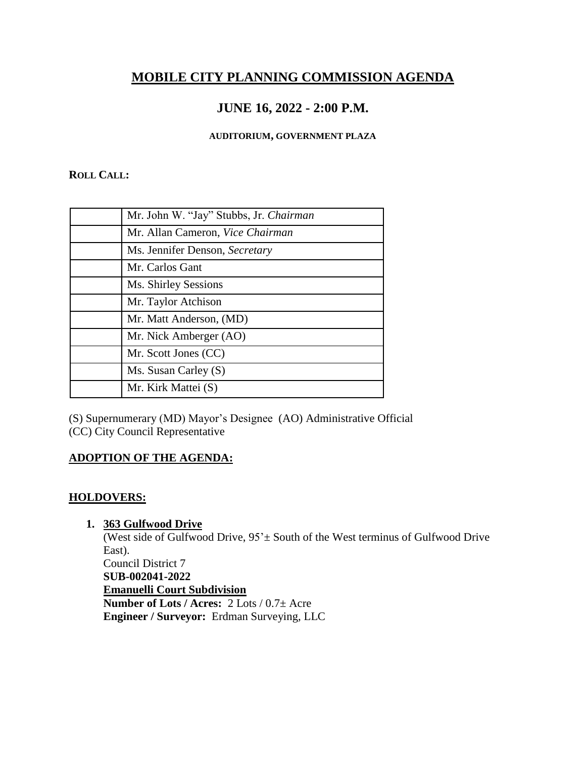# MOBILE CITY PLANNING COMMISSION AGENDA

## JUNE 16, 2022 - 2:00 P.M.

**AUDITORIUM, GOVERNMENT PLAZA**

**ROLL CALL:**

| | |
|---|---|
| | Mr. John W. "Jay" Stubbs, Jr. *Chairman* |
| | Mr. Allan Cameron, *Vice Chairman* |
| | Ms. Jennifer Denson, *Secretary* |
| | Mr. Carlos Gant |
| | Ms. Shirley Sessions |
| | Mr. Taylor Atchison |
| | Mr. Matt Anderson, (MD) |
| | Mr. Nick Amberger (AO) |
| | Mr. Scott Jones (CC) |
| | Ms. Susan Carley (S) |
| | Mr. Kirk Mattei (S) |

(S) Supernumerary (MD) Mayor's Designee (AO) Administrative Official
(CC) City Council Representative

**ADOPTION OF THE AGENDA:**

**HOLDOVERS:**

1. **363 Gulfwood Drive**
   (West side of Gulfwood Drive, 95'± South of the West terminus of Gulfwood Drive East).
   Council District 7
   **SUB-002041-2022**
   **Emanuelli Court Subdivision**
   **Number of Lots / Acres:** 2 Lots / 0.7± Acre
   **Engineer / Surveyor:** Erdman Surveying, LLC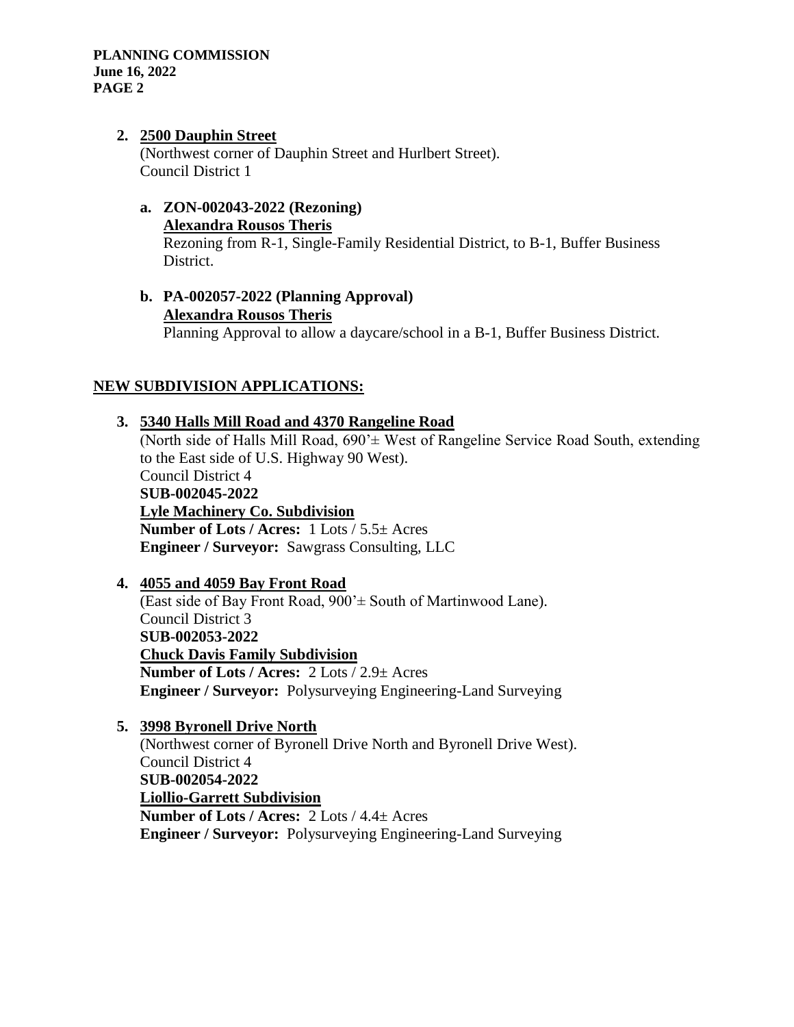**2. 2500 Dauphin Street**

(Northwest corner of Dauphin Street and Hurlbert Street).
Council District 1

**a. ZON-002043-2022 (Rezoning)**
**Alexandra Rousos Theris**
Rezoning from R-1, Single-Family Residential District, to B-1, Buffer Business District.

**b. PA-002057-2022 (Planning Approval)**
**Alexandra Rousos Theris**
Planning Approval to allow a daycare/school in a B-1, Buffer Business District.

## NEW SUBDIVISION APPLICATIONS:

**3. 5340 Halls Mill Road and 4370 Rangeline Road**

(North side of Halls Mill Road, 690'± West of Rangeline Service Road South, extending to the East side of U.S. Highway 90 West).
Council District 4
**SUB-002045-2022**
**Lyle Machinery Co. Subdivision**
**Number of Lots / Acres:** 1 Lots / 5.5± Acres
**Engineer / Surveyor:** Sawgrass Consulting, LLC

**4. 4055 and 4059 Bay Front Road**

(East side of Bay Front Road, 900'± South of Martinwood Lane).
Council District 3
**SUB-002053-2022**
**Chuck Davis Family Subdivision**
**Number of Lots / Acres:** 2 Lots / 2.9± Acres
**Engineer / Surveyor:** Polysurveying Engineering-Land Surveying

**5. 3998 Byronell Drive North**

(Northwest corner of Byronell Drive North and Byronell Drive West).
Council District 4
**SUB-002054-2022**
**Liollio-Garrett Subdivision**
**Number of Lots / Acres:** 2 Lots / 4.4± Acres
**Engineer / Surveyor:** Polysurveying Engineering-Land Surveying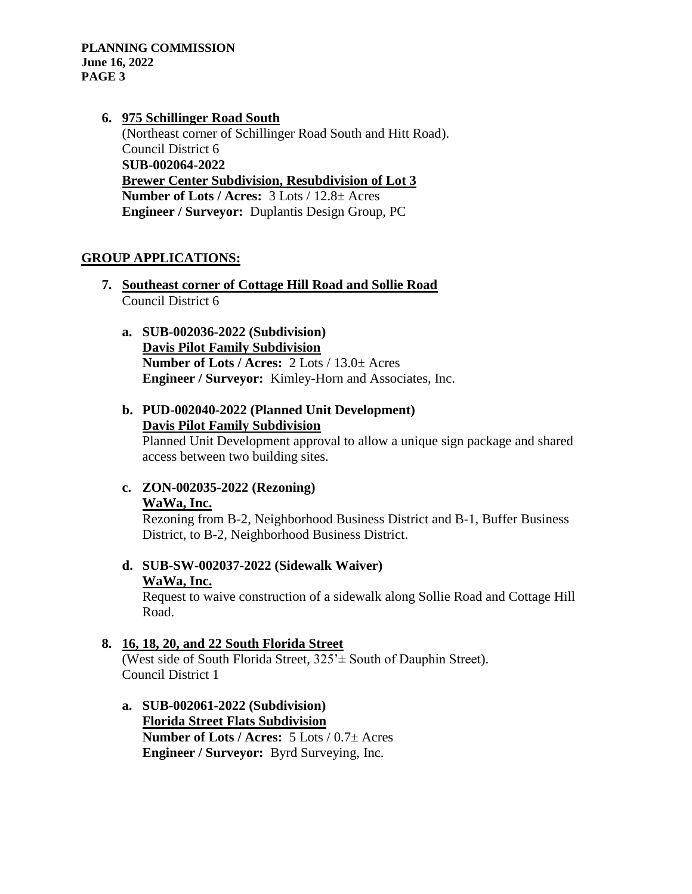6. **975 Schillinger Road South**
   (Northeast corner of Schillinger Road South and Hitt Road).
   Council District 6
   **SUB-002064-2022**
   **Brewer Center Subdivision, Resubdivision of Lot 3**
   **Number of Lots / Acres:** 3 Lots / 12.8± Acres
   **Engineer / Surveyor:** Duplantis Design Group, PC

## GROUP APPLICATIONS:

7. **Southeast corner of Cottage Hill Road and Sollie Road**
   Council District 6

   a. **SUB-002036-2022 (Subdivision)**
      **Davis Pilot Family Subdivision**
      **Number of Lots / Acres:** 2 Lots / 13.0± Acres
      **Engineer / Surveyor:** Kimley-Horn and Associates, Inc.

   b. **PUD-002040-2022 (Planned Unit Development)**
      **Davis Pilot Family Subdivision**
      Planned Unit Development approval to allow a unique sign package and shared access between two building sites.

   c. **ZON-002035-2022 (Rezoning)**
      **WaWa, Inc.**
      Rezoning from B-2, Neighborhood Business District and B-1, Buffer Business District, to B-2, Neighborhood Business District.

   d. **SUB-SW-002037-2022 (Sidewalk Waiver)**
      **WaWa, Inc.**
      Request to waive construction of a sidewalk along Sollie Road and Cottage Hill Road.

8. **16, 18, 20, and 22 South Florida Street**
   (West side of South Florida Street, 325'± South of Dauphin Street).
   Council District 1

   a. **SUB-002061-2022 (Subdivision)**
      **Florida Street Flats Subdivision**
      **Number of Lots / Acres:** 5 Lots / 0.7± Acres
      **Engineer / Surveyor:** Byrd Surveying, Inc.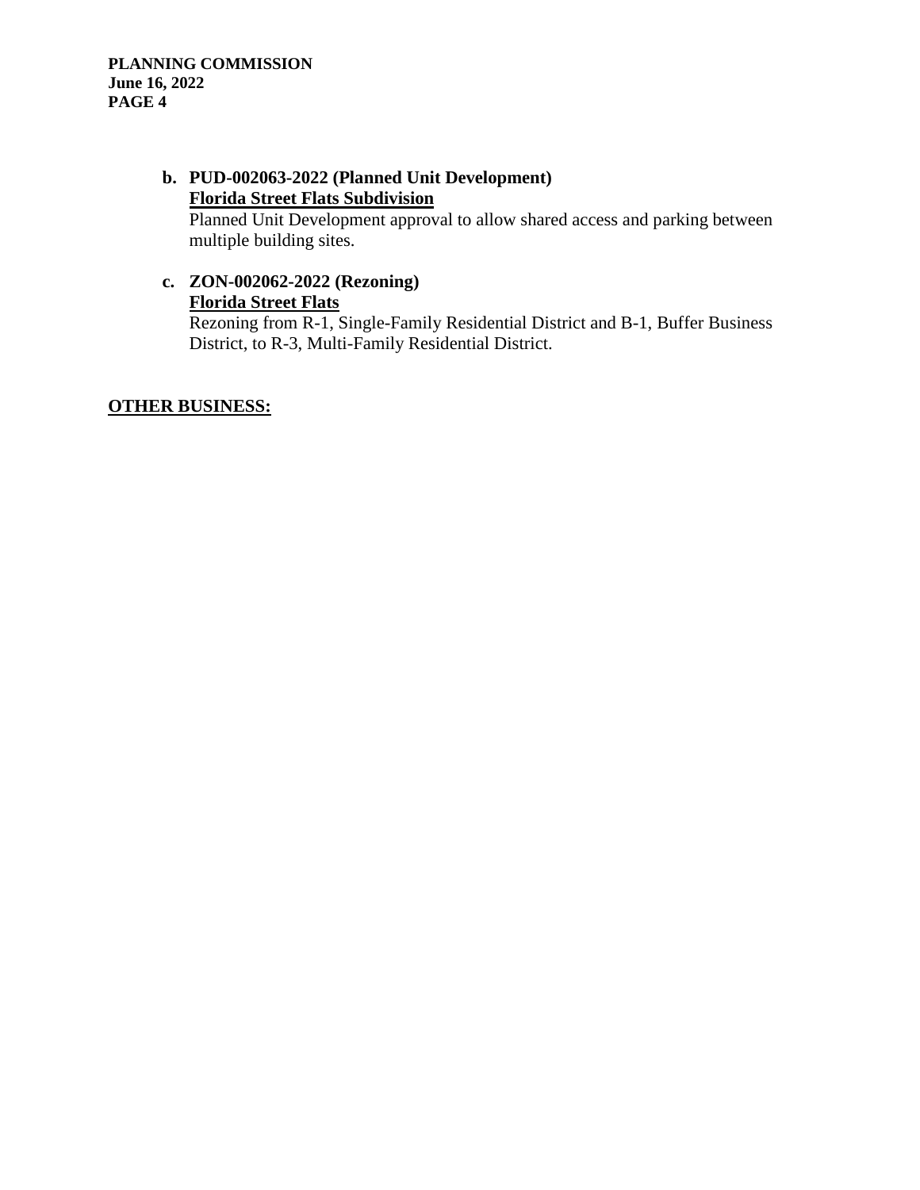**b. PUD-002063-2022 (Planned Unit Development)**
**<u>Florida Street Flats Subdivision</u>**
Planned Unit Development approval to allow shared access and parking between multiple building sites.

**c. ZON-002062-2022 (Rezoning)**
**<u>Florida Street Flats</u>**
Rezoning from R-1, Single-Family Residential District and B-1, Buffer Business District, to R-3, Multi-Family Residential District.

**<u>OTHER BUSINESS:</u>**